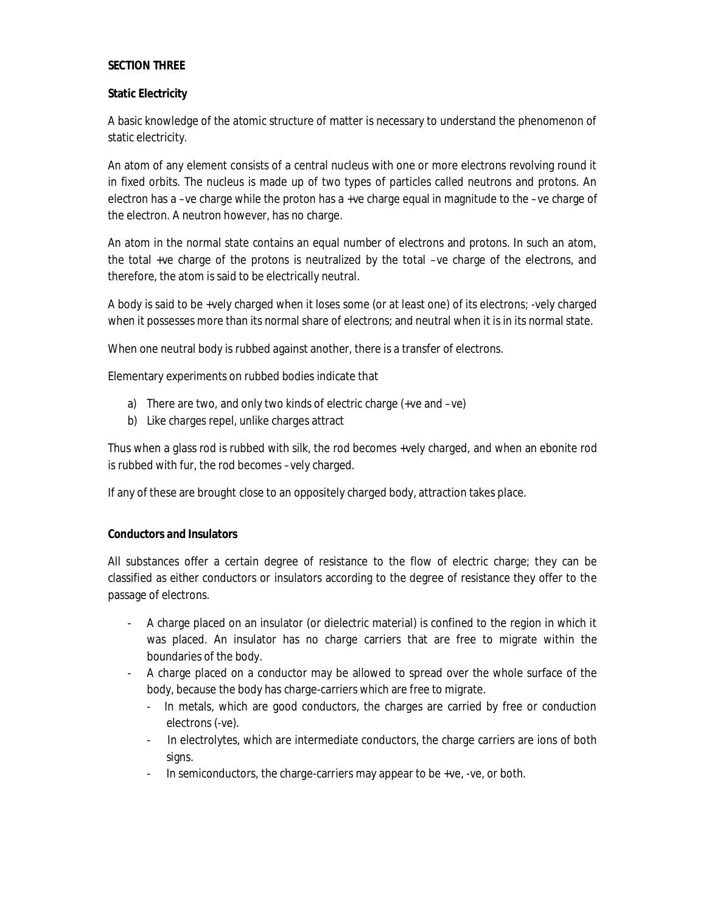**SECTION THREE**

**Static Electricity**

A basic knowledge of the atomic structure of matter is necessary to understand the phenomenon of static electricity.

An atom of any element consists of a central nucleus with one or more electrons revolving round it in fixed orbits. The nucleus is made up of two types of particles called neutrons and protons. An electron has a –ve charge while the proton has a +ve charge equal in magnitude to the –ve charge of the electron. A neutron however, has no charge.

An atom in the normal state contains an equal number of electrons and protons. In such an atom, the total +ve charge of the protons is neutralized by the total –ve charge of the electrons, and therefore, the atom is said to be electrically neutral.

A body is said to be +vely charged when it loses some (or at least one) of its electrons; -vely charged when it possesses more than its normal share of electrons; and neutral when it is in its normal state.

When one neutral body is rubbed against another, there is a transfer of electrons.

Elementary experiments on rubbed bodies indicate that

a) There are two, and only two kinds of electric charge (+ve and –ve)
b) Like charges repel, unlike charges attract

Thus when a glass rod is rubbed with silk, the rod becomes +vely charged, and when an ebonite rod is rubbed with fur, the rod becomes –vely charged.

If any of these are brought close to an oppositely charged body, attraction takes place.

**Conductors and Insulators**

All substances offer a certain degree of resistance to the flow of electric charge; they can be classified as either conductors or insulators according to the degree of resistance they offer to the passage of electrons.

- A charge placed on an insulator (or dielectric material) is confined to the region in which it was placed. An insulator has no charge carriers that are free to migrate within the boundaries of the body.
- A charge placed on a conductor may be allowed to spread over the whole surface of the body, because the body has charge-carriers which are free to migrate.
  - In metals, which are good conductors, the charges are carried by free or conduction electrons (-ve).
  - In electrolytes, which are intermediate conductors, the charge carriers are ions of both signs.
  - In semiconductors, the charge-carriers may appear to be +ve, -ve, or both.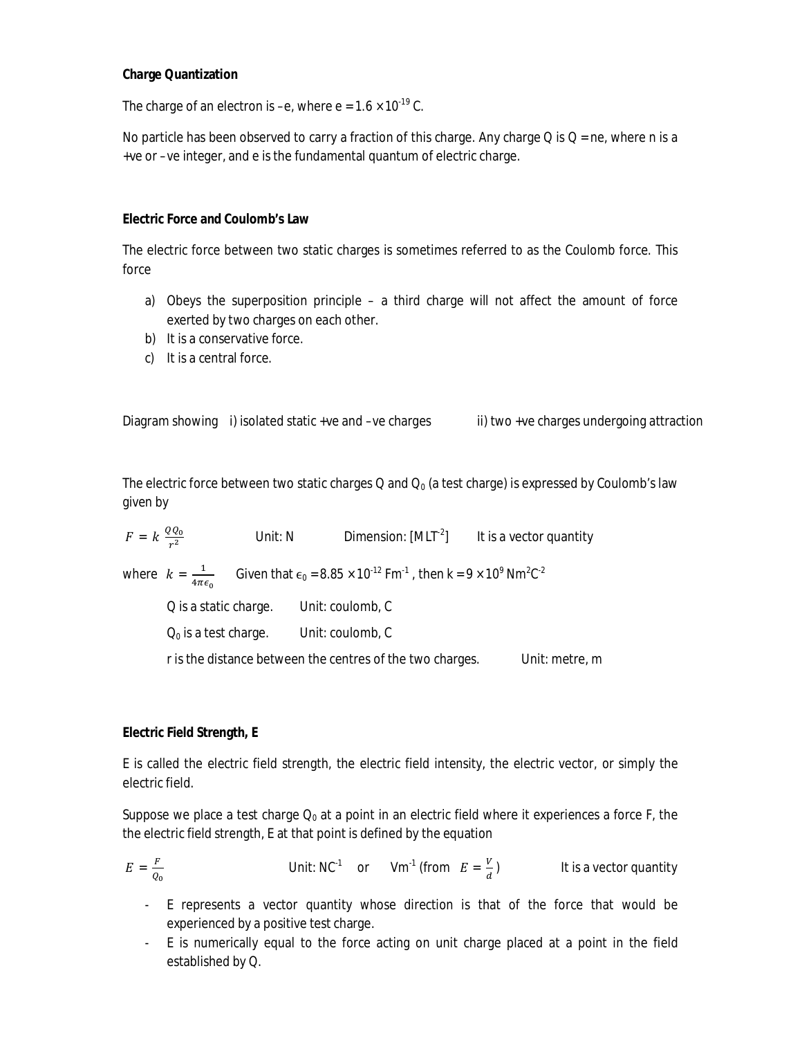**Charge Quantization**

The charge of an electron is –e, where e = $1.6 \times 10^{-19}$ C.

No particle has been observed to carry a fraction of this charge. Any charge Q is Q = ne, where n is a +ve or –ve integer, and e is the fundamental quantum of electric charge.

**Electric Force and Coulomb's Law**

The electric force between two static charges is sometimes referred to as the Coulomb force. This force

a) Obeys the superposition principle – a third charge will not affect the amount of force exerted by two charges on each other.
b) It is a conservative force.
c) It is a central force.

Diagram showing i) isolated static +ve and –ve charges ii) two +ve charges undergoing attraction

The electric force between two static charges Q and $Q_0$ (a test charge) is expressed by Coulomb's law given by

$F = k\,\frac{QQ_0}{r^2}$ Unit: N Dimension: $[MLT^{-2}]$ It is a vector quantity

where $k = \frac{1}{4\pi\epsilon_0}$ Given that $\epsilon_0 = 8.85 \times 10^{-12}$ Fm$^{-1}$ , then k = $9 \times 10^9$ Nm$^2$C$^{-2}$

Q is a static charge. Unit: coulomb, C

$Q_0$ is a test charge. Unit: coulomb, C

r is the distance between the centres of the two charges. Unit: metre, m

**Electric Field Strength, E**

E is called the electric field strength, the electric field intensity, the electric vector, or simply the electric field.

Suppose we place a test charge $Q_0$ at a point in an electric field where it experiences a force F, the the electric field strength, E at that point is defined by the equation

$E = \frac{F}{Q_0}$ Unit: NC$^{-1}$ or Vm$^{-1}$ (from $E = \frac{V}{d}$) It is a vector quantity

- E represents a vector quantity whose direction is that of the force that would be experienced by a positive test charge.
- E is numerically equal to the force acting on unit charge placed at a point in the field established by Q.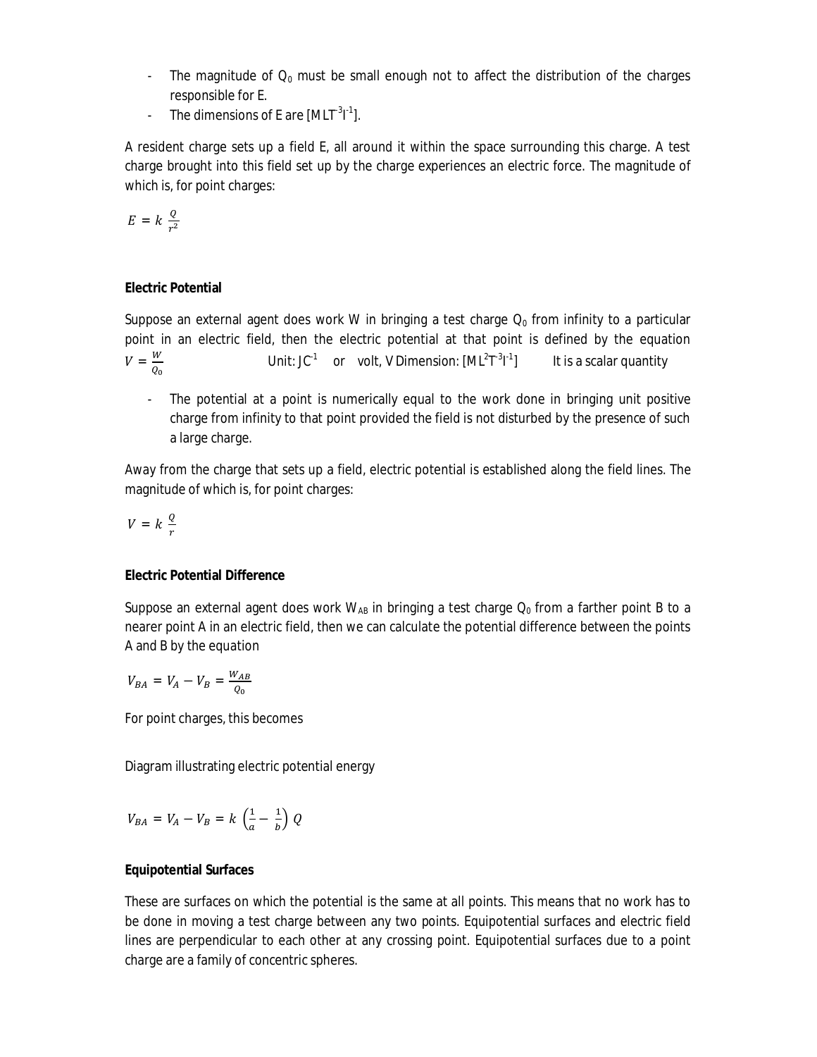- The magnitude of $Q_0$ must be small enough not to affect the distribution of the charges responsible for E.
- The dimensions of E are $[MLT^{-3}I^{-1}]$.

A resident charge sets up a field E, all around it within the space surrounding this charge. A test charge brought into this field set up by the charge experiences an electric force. The magnitude of which is, for point charges:

$$E = k\,\frac{Q}{r^2}$$

**Electric Potential**

Suppose an external agent does work W in bringing a test charge $Q_0$ from infinity to a particular point in an electric field, then the electric potential at that point is defined by the equation $V = \frac{W}{Q_0}$ Unit: $JC^{-1}$ or volt, V Dimension: $[ML^2T^{-3}I^{-1}]$ It is a scalar quantity

- The potential at a point is numerically equal to the work done in bringing unit positive charge from infinity to that point provided the field is not disturbed by the presence of such a large charge.

Away from the charge that sets up a field, electric potential is established along the field lines. The magnitude of which is, for point charges:

$$V = k\,\frac{Q}{r}$$

**Electric Potential Difference**

Suppose an external agent does work $W_{AB}$ in bringing a test charge $Q_0$ from a farther point B to a nearer point A in an electric field, then we can calculate the potential difference between the points A and B by the equation

$$V_{BA} = V_A - V_B = \frac{W_{AB}}{Q_0}$$

For point charges, this becomes

Diagram illustrating electric potential energy

$$V_{BA} = V_A - V_B = k\,\left(\frac{1}{a} - \frac{1}{b}\right)Q$$

**Equipotential Surfaces**

These are surfaces on which the potential is the same at all points. This means that no work has to be done in moving a test charge between any two points. Equipotential surfaces and electric field lines are perpendicular to each other at any crossing point. Equipotential surfaces due to a point charge are a family of concentric spheres.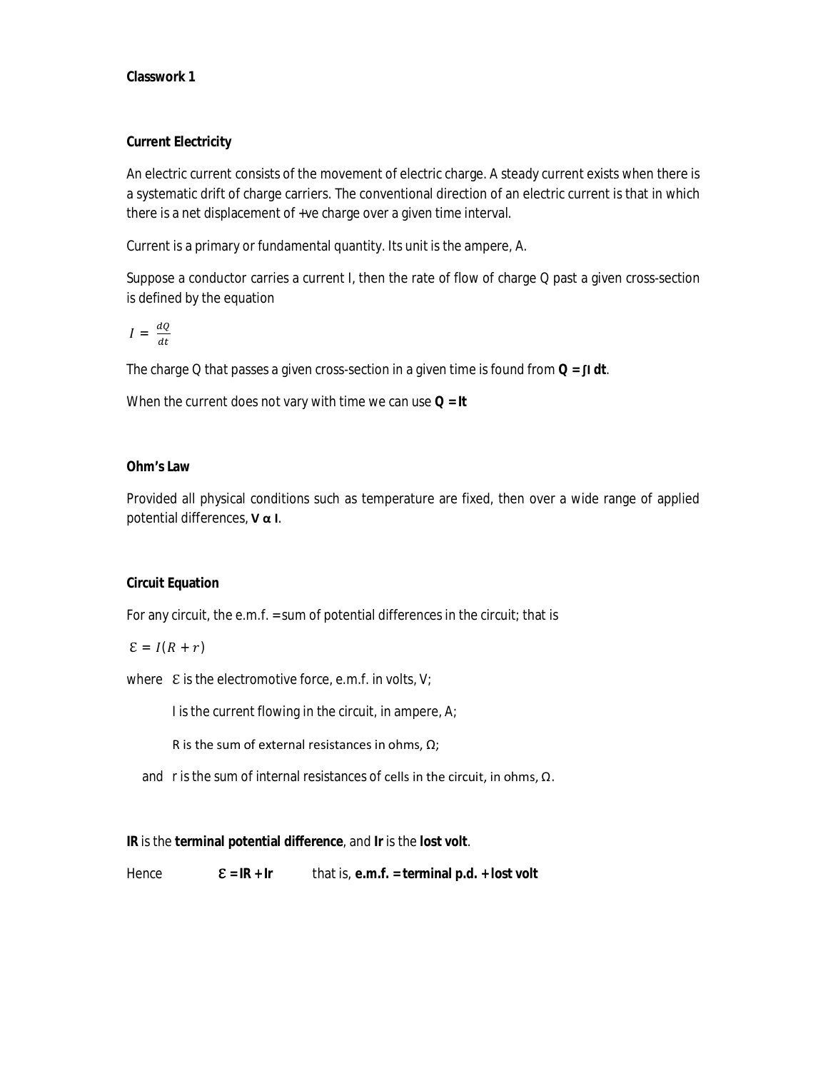**Classwork 1**

**Current Electricity**

An electric current consists of the movement of electric charge. A steady current exists when there is a systematic drift of charge carriers. The conventional direction of an electric current is that in which there is a net displacement of +ve charge over a given time interval.

Current is a primary or fundamental quantity. Its unit is the ampere, A.

Suppose a conductor carries a current I, then the rate of flow of charge Q past a given cross-section is defined by the equation

$$I = \frac{dQ}{dt}$$

The charge Q that passes a given cross-section in a given time is found from $\mathbf{Q = \int I\,dt}$.

When the current does not vary with time we can use $\mathbf{Q = It}$

**Ohm's Law**

Provided all physical conditions such as temperature are fixed, then over a wide range of applied potential differences, $\mathbf{V \propto I}$.

**Circuit Equation**

For any circuit, the e.m.f. = sum of potential differences in the circuit; that is

$$\mathcal{E} = I(R + r)$$

where $\mathcal{E}$ is the electromotive force, e.m.f. in volts, V;

I is the current flowing in the circuit, in ampere, A;

R is the sum of external resistances in ohms, Ω;

and r is the sum of internal resistances of cells in the circuit, in ohms, Ω.

**IR** is the **terminal potential difference**, and **Ir** is the **lost volt**.

Hence $\mathbf{\mathcal{E} = IR + Ir}$ that is, **e.m.f. = terminal p.d. + lost volt**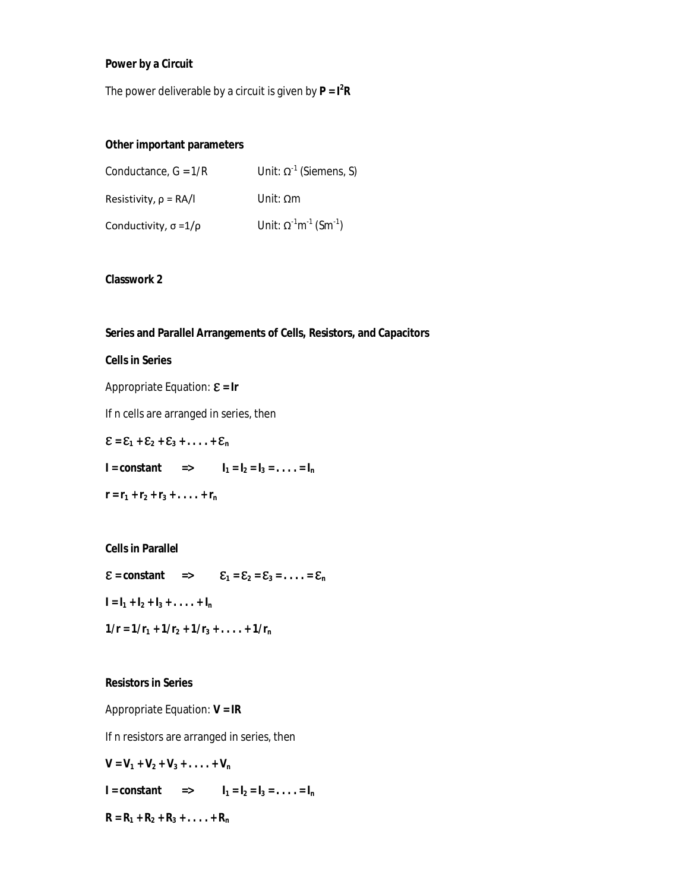**Power by a Circuit**

The power deliverable by a circuit is given by $\mathbf{P = I^2R}$

**Other important parameters**

| | |
|---|---|
| Conductance, $G = 1/R$ | Unit: $\Omega^{-1}$ (Siemens, S) |
| Resistivity, $\rho = RA/l$ | Unit: $\Omega m$ |
| Conductivity, $\sigma = 1/\rho$ | Unit: $\Omega^{-1}m^{-1}$ ($Sm^{-1}$) |

**Classwork 2**

**Series and Parallel Arrangements of Cells, Resistors, and Capacitors**

**Cells in Series**

Appropriate Equation: $\mathbf{\mathcal{E} = Ir}$

If n cells are arranged in series, then

$\mathcal{E} = \mathcal{E}_1 + \mathcal{E}_2 + \mathcal{E}_3 + \ldots + \mathcal{E}_n$

**I = constant** => $I_1 = I_2 = I_3 = \ldots = I_n$

$r = r_1 + r_2 + r_3 + \ldots + r_n$

**Cells in Parallel**

$\mathcal{E}$ **= constant** => $\mathcal{E}_1 = \mathcal{E}_2 = \mathcal{E}_3 = \ldots = \mathcal{E}_n$

$I = I_1 + I_2 + I_3 + \ldots + I_n$

$1/r = 1/r_1 + 1/r_2 + 1/r_3 + \ldots + 1/r_n$

**Resistors in Series**

Appropriate Equation: $\mathbf{V = IR}$

If n resistors are arranged in series, then

$V = V_1 + V_2 + V_3 + \ldots + V_n$

**I = constant** => $I_1 = I_2 = I_3 = \ldots = I_n$

$R = R_1 + R_2 + R_3 + \ldots + R_n$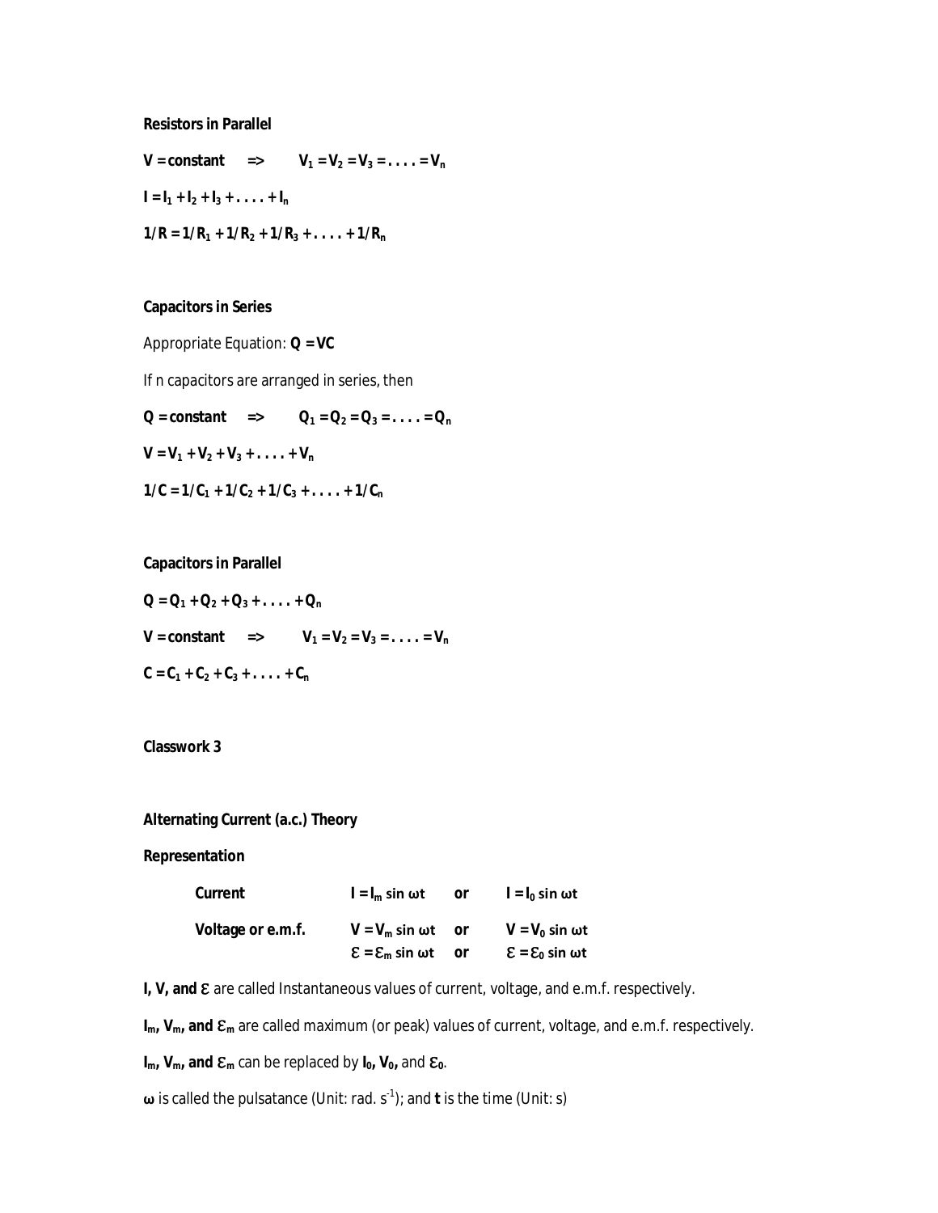**Resistors in Parallel**

$V = \text{constant} \quad \Rightarrow \quad V_1 = V_2 = V_3 = \ldots . = V_n$

$I = I_1 + I_2 + I_3 + \ldots . + I_n$

$1/R = 1/R_1 + 1/R_2 + 1/R_3 + \ldots . + 1/R_n$

**Capacitors in Series**

Appropriate Equation: $Q = VC$

If n capacitors are arranged in series, then

$Q = \text{constant} \quad \Rightarrow \quad Q_1 = Q_2 = Q_3 = \ldots . = Q_n$

$V = V_1 + V_2 + V_3 + \ldots . + V_n$

$1/C = 1/C_1 + 1/C_2 + 1/C_3 + \ldots . + 1/C_n$

**Capacitors in Parallel**

$Q = Q_1 + Q_2 + Q_3 + \ldots . + Q_n$

$V = \text{constant} \quad \Rightarrow \quad V_1 = V_2 = V_3 = \ldots . = V_n$

$C = C_1 + C_2 + C_3 + \ldots . + C_n$

**Classwork 3**

**Alternating Current (a.c.) Theory**

**Representation**

| | | | |
|---|---|---|---|
| **Current** | $I = I_m \sin \omega t$ | **or** | $I = I_0 \sin \omega t$ |
| **Voltage or e.m.f.** | $V = V_m \sin \omega t$ | **or** | $V = V_0 \sin \omega t$ |
| | $\mathcal{E} = \mathcal{E}_m \sin \omega t$ | **or** | $\mathcal{E} = \mathcal{E}_0 \sin \omega t$ |

**$I$, $V$, and $\mathcal{E}$** are called Instantaneous values of current, voltage, and e.m.f. respectively.

**$I_m$, $V_m$, and $\mathcal{E}_m$** are called maximum (or peak) values of current, voltage, and e.m.f. respectively.

**$I_m$, $V_m$, and $\mathcal{E}_m$** can be replaced by **$I_0$, $V_0$,** and **$\mathcal{E}_0$**.

**$\omega$** is called the pulsatance (Unit: rad. $s^{-1}$); and **$t$** is the time (Unit: s)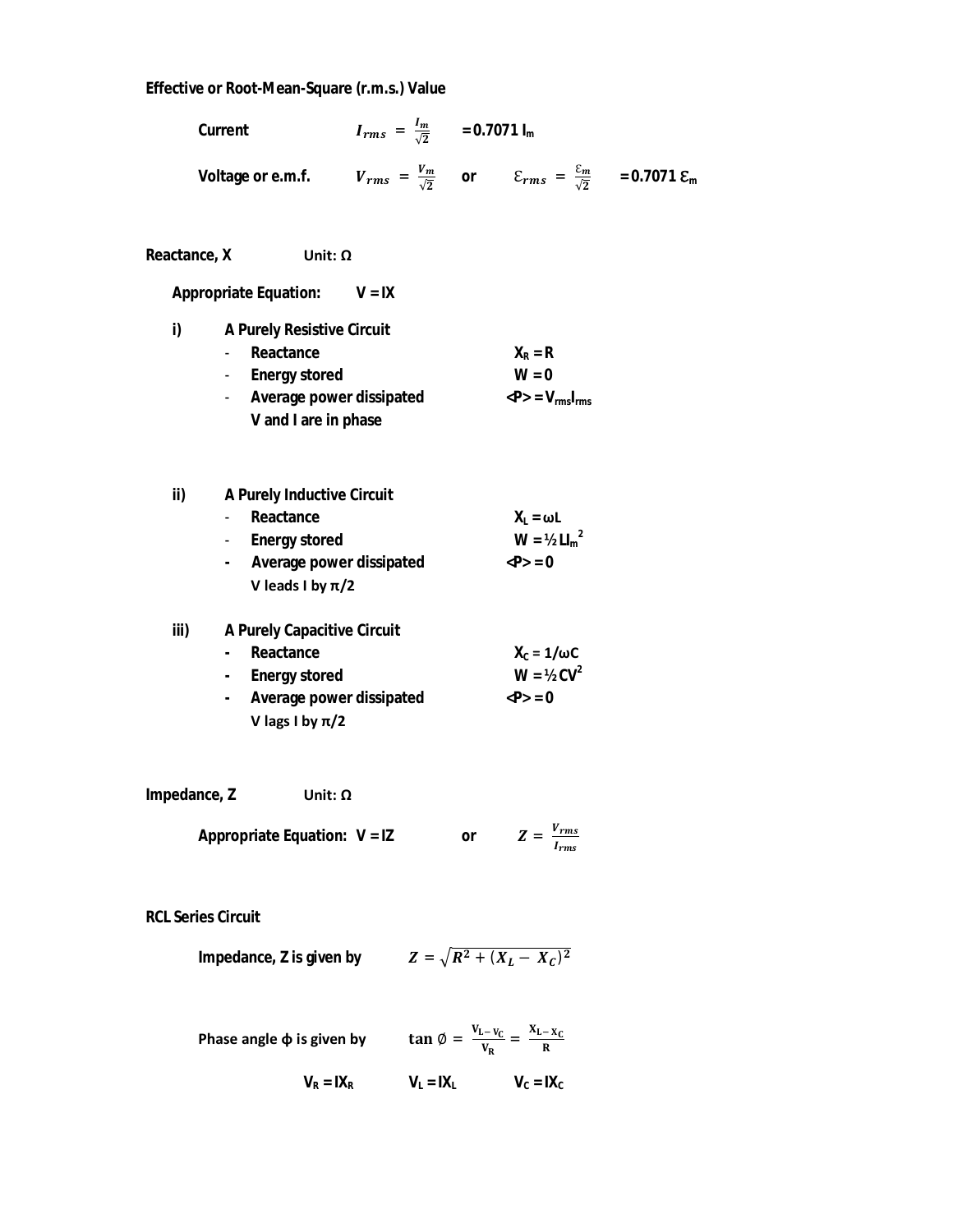## Effective or Root-Mean-Square (r.m.s.) Value

**Current** $I_{rms} = \frac{I_m}{\sqrt{2}}$ $= 0.7071\, I_m$

**Voltage or e.m.f.** $V_{rms} = \frac{V_m}{\sqrt{2}}$ **or** $\mathcal{E}_{rms} = \frac{\mathcal{E}_m}{\sqrt{2}}$ $= 0.7071\, \mathcal{E}_m$

## Reactance, X  Unit: Ω

**Appropriate Equation:** $V = IX$

**i) A Purely Resistive Circuit**

- **Reactance** $X_R = R$
- **Energy stored** $W = 0$
- **Average power dissipated** $\langle P \rangle = V_{rms} I_{rms}$

  **V and I are in phase**

**ii) A Purely Inductive Circuit**

- **Reactance** $X_L = \omega L$
- **Energy stored** $W = \frac{1}{2} L I_m^2$
- **Average power dissipated** $\langle P \rangle = 0$

  **V leads I by π/2**

**iii) A Purely Capacitive Circuit**

- **Reactance** $X_C = 1/\omega C$
- **Energy stored** $W = \frac{1}{2} C V^2$
- **Average power dissipated** $\langle P \rangle = 0$

  **V lags I by π/2**

## Impedance, Z  Unit: Ω

**Appropriate Equation:** $V = IZ$ **or** $Z = \frac{V_{rms}}{I_{rms}}$

## RCL Series Circuit

**Impedance, Z is given by** $Z = \sqrt{R^2 + (X_L - X_C)^2}$

**Phase angle ϕ is given by** $\tan \emptyset = \frac{V_L - V_C}{V_R} = \frac{X_L - X_C}{R}$

$V_R = IX_R$  $V_L = IX_L$  $V_C = IX_C$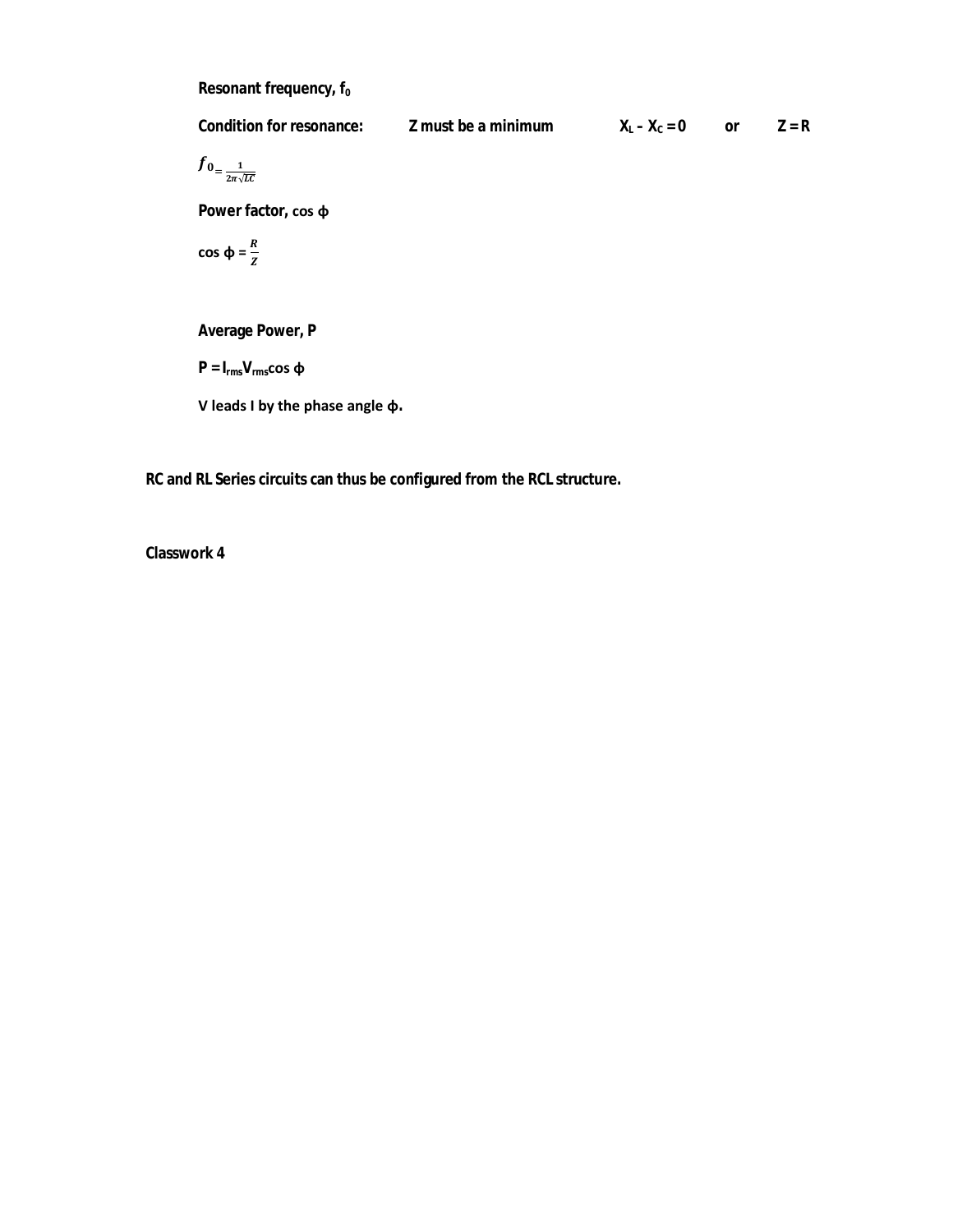**Resonant frequency, $f_0$**

**Condition for resonance:** **Z must be a minimum** $X_L - X_C = 0$ **or** $Z = R$

$$f_0 = \frac{1}{2\pi\sqrt{LC}}$$

**Power factor, $\cos \phi$**

$$\cos \phi = \frac{R}{Z}$$

**Average Power, P**

$$P = I_{rms} V_{rms} \cos \phi$$

**V leads I by the phase angle $\phi$.**

**RC and RL Series circuits can thus be configured from the RCL structure.**

**Classwork 4**